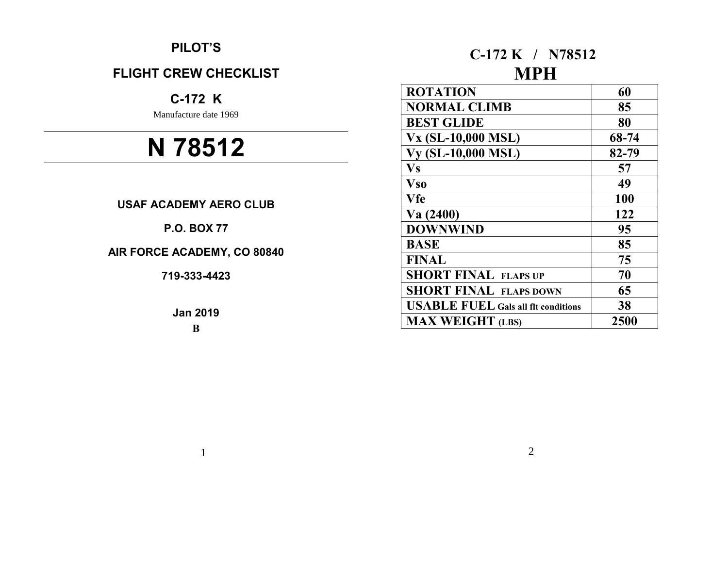# PILOT'S

## FLIGHT CREW CHECKLIST

## C-172 K

Manufacture date 1969

# N 78512

**USAF ACADEMY AERO CLUB**

**P.O. BOX 77**

**AIR FORCE ACADEMY, CO 80840**

**719-333-4423**

**Jan 2019**

**B**

## C-172 K / N78512

## MPH

| | |
|---|---|
| **ROTATION** | **60** |
| **NORMAL CLIMB** | **85** |
| **BEST GLIDE** | **80** |
| **Vx (SL-10,000 MSL)** | **68-74** |
| **Vy (SL-10,000 MSL)** | **82-79** |
| **Vs** | **57** |
| **Vso** | **49** |
| **Vfe** | **100** |
| **Va (2400)** | **122** |
| **DOWNWIND** | **95** |
| **BASE** | **85** |
| **FINAL** | **75** |
| **SHORT FINAL FLAPS UP** | **70** |
| **SHORT FINAL FLAPS DOWN** | **65** |
| **USABLE FUEL Gals all flt conditions** | **38** |
| **MAX WEIGHT (LBS)** | **2500** |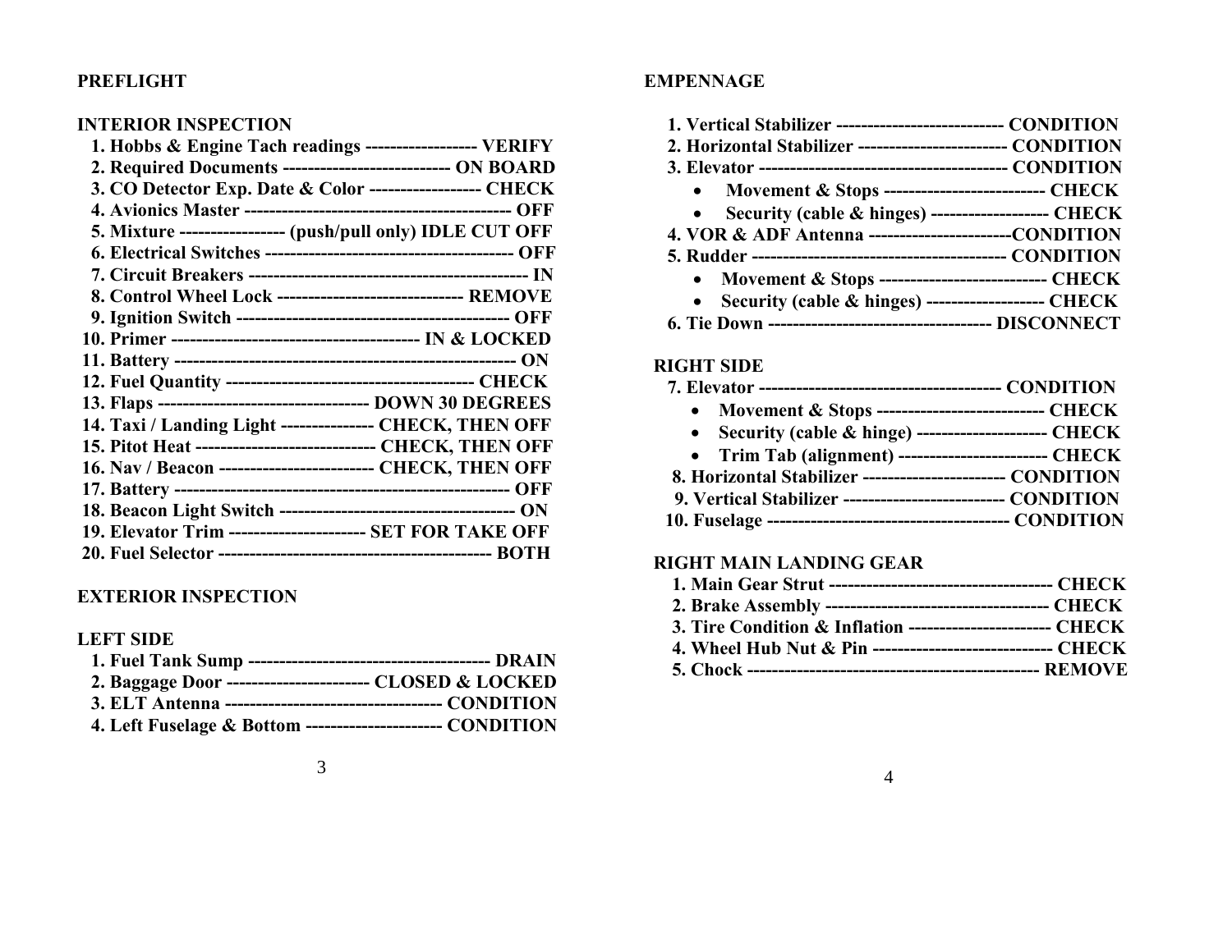## PREFLIGHT

### INTERIOR INSPECTION

1. Hobbs & Engine Tach readings ------------------ VERIFY
2. Required Documents --------------------------- ON BOARD
3. CO Detector Exp. Date & Color ------------------ CHECK
4. Avionics Master ------------------------------------------ OFF
5. Mixture ----------------- (push/pull only) IDLE CUT OFF
6. Electrical Switches ---------------------------------------- OFF
7. Circuit Breakers --------------------------------------------- IN
8. Control Wheel Lock ------------------------------ REMOVE
9. Ignition Switch ------------------------------------------- OFF
10. Primer --------------------------------------- IN & LOCKED
11. Battery ------------------------------------------------------ ON
12. Fuel Quantity --------------------------------------- CHECK
13. Flaps ---------------------------------- DOWN 30 DEGREES
14. Taxi / Landing Light --------------- CHECK, THEN OFF
15. Pitot Heat ----------------------------- CHECK, THEN OFF
16. Nav / Beacon ------------------------- CHECK, THEN OFF
17. Battery ---------------------------------------------------- OFF
18. Beacon Light Switch --------------------------------------- ON
19. Elevator Trim ---------------------- SET FOR TAKE OFF
20. Fuel Selector ------------------------------------------- BOTH

### EXTERIOR INSPECTION

### LEFT SIDE

1. Fuel Tank Sump --------------------------------------- DRAIN
2. Baggage Door ----------------------- CLOSED & LOCKED
3. ELT Antenna ---------------------------------- CONDITION
4. Left Fuselage & Bottom ---------------------- CONDITION

### EMPENNAGE

1. Vertical Stabilizer --------------------------- CONDITION
2. Horizontal Stabilizer ------------------------ CONDITION
3. Elevator ---------------------------------------- CONDITION
   - Movement & Stops -------------------------- CHECK
   - Security (cable & hinges) ------------------- CHECK
4. VOR & ADF Antenna -----------------------CONDITION
5. Rudder ----------------------------------------- CONDITION
   - Movement & Stops --------------------------- CHECK
   - Security (cable & hinges) ------------------- CHECK
6. Tie Down ------------------------------------ DISCONNECT

### RIGHT SIDE

7. Elevator -------------------------------------- CONDITION
   - Movement & Stops --------------------------- CHECK
   - Security (cable & hinge) --------------------- CHECK
   - Trim Tab (alignment) ------------------------ CHECK
8. Horizontal Stabilizer ----------------------- CONDITION
9. Vertical Stabilizer -------------------------- CONDITION
10. Fuselage --------------------------------------- CONDITION

### RIGHT MAIN LANDING GEAR

1. Main Gear Strut ------------------------------------ CHECK
2. Brake Assembly ------------------------------------ CHECK
3. Tire Condition & Inflation ----------------------- CHECK
4. Wheel Hub Nut & Pin ----------------------------- CHECK
5. Chock ---------------------------------------------- REMOVE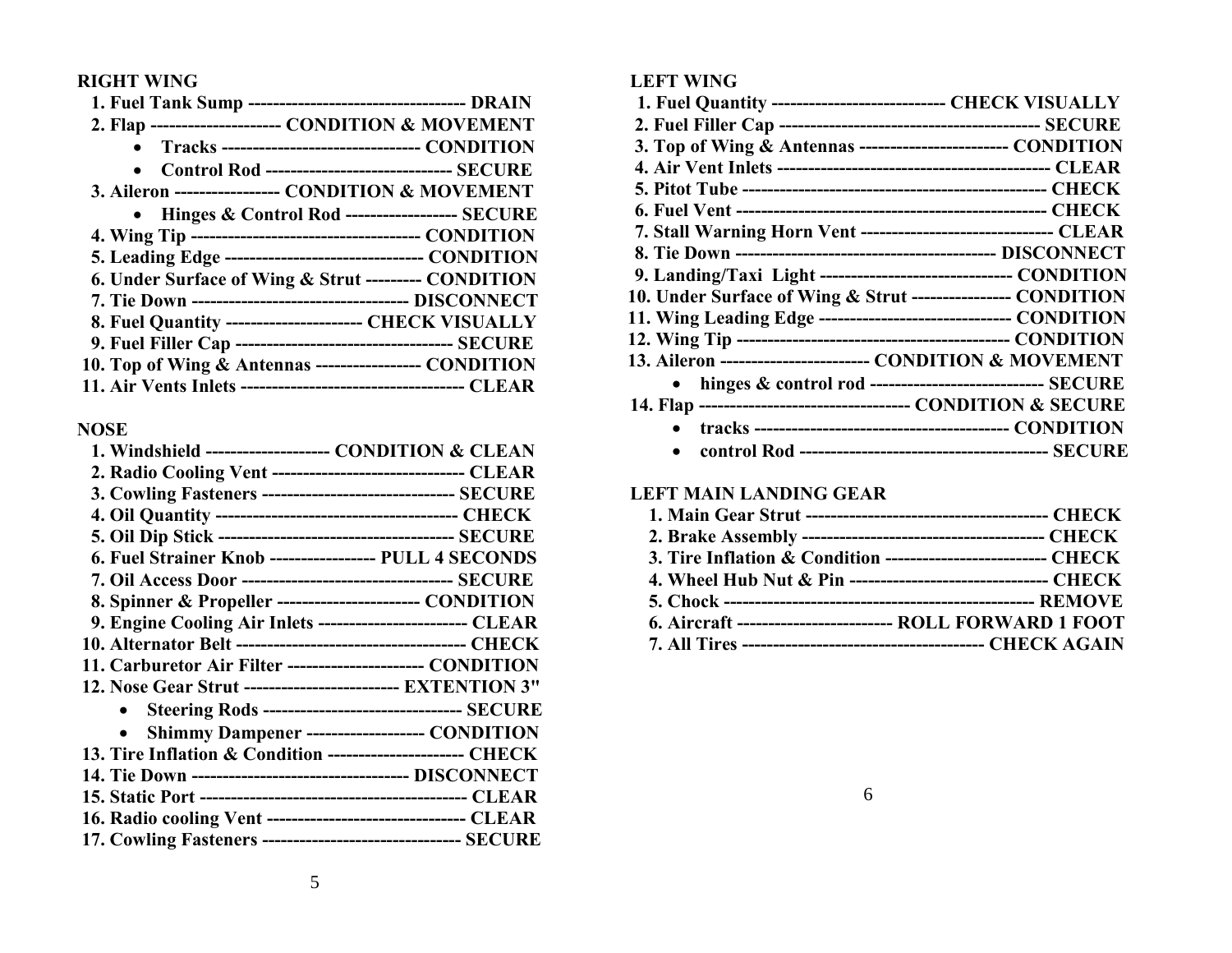**RIGHT WING**

1. **Fuel Tank Sump ----------------------------------- DRAIN**
2. **Flap --------------------- CONDITION & MOVEMENT**
   - **Tracks -------------------------------- CONDITION**
   - **Control Rod ------------------------------ SECURE**
3. **Aileron ----------------- CONDITION & MOVEMENT**
   - **Hinges & Control Rod ------------------ SECURE**
4. **Wing Tip ------------------------------------ CONDITION**
5. **Leading Edge -------------------------------- CONDITION**
6. **Under Surface of Wing & Strut --------- CONDITION**
7. **Tie Down ----------------------------------- DISCONNECT**
8. **Fuel Quantity ---------------------- CHECK VISUALLY**
9. **Fuel Filler Cap ----------------------------------- SECURE**
10. **Top of Wing & Antennas ----------------- CONDITION**
11. **Air Vents Inlets ------------------------------------ CLEAR**

**NOSE**

1. **Windshield -------------------- CONDITION & CLEAN**
2. **Radio Cooling Vent ------------------------------- CLEAR**
3. **Cowling Fasteners ------------------------------- SECURE**
4. **Oil Quantity --------------------------------------- CHECK**
5. **Oil Dip Stick -------------------------------------- SECURE**
6. **Fuel Strainer Knob ----------------- PULL 4 SECONDS**
7. **Oil Access Door ---------------------------------- SECURE**
8. **Spinner & Propeller ----------------------- CONDITION**
9. **Engine Cooling Air Inlets ------------------------ CLEAR**
10. **Alternator Belt ------------------------------------- CHECK**
11. **Carburetor Air Filter ---------------------- CONDITION**
12. **Nose Gear Strut ------------------------- EXTENTION 3"**
    - **Steering Rods -------------------------------- SECURE**
    - **Shimmy Dampener ------------------- CONDITION**
13. **Tire Inflation & Condition ---------------------- CHECK**
14. **Tie Down ----------------------------------- DISCONNECT**
15. **Static Port ------------------------------------------- CLEAR**
16. **Radio cooling Vent -------------------------------- CLEAR**
17. **Cowling Fasteners -------------------------------- SECURE**

**LEFT WING**

1. **Fuel Quantity ---------------------------- CHECK VISUALLY**
2. **Fuel Filler Cap ----------------------------------------- SECURE**
3. **Top of Wing & Antennas ------------------------ CONDITION**
4. **Air Vent Inlets -------------------------------------------- CLEAR**
5. **Pitot Tube ------------------------------------------------ CHECK**
6. **Fuel Vent ------------------------------------------------- CHECK**
7. **Stall Warning Horn Vent ------------------------------- CLEAR**
8. **Tie Down ------------------------------------------ DISCONNECT**
9. **Landing/Taxi Light ------------------------------- CONDITION**
10. **Under Surface of Wing & Strut ---------------- CONDITION**
11. **Wing Leading Edge ------------------------------- CONDITION**
12. **Wing Tip ------------------------------------------- CONDITION**
13. **Aileron ------------------------ CONDITION & MOVEMENT**
    - **hinges & control rod ---------------------------- SECURE**
14. **Flap -------------------------------- CONDITION & SECURE**
    - **tracks ---------------------------------------- CONDITION**
    - **control Rod --------------------------------------- SECURE**

**LEFT MAIN LANDING GEAR**

1. **Main Gear Strut --------------------------------------- CHECK**
2. **Brake Assembly -------------------------------------- CHECK**
3. **Tire Inflation & Condition -------------------------- CHECK**
4. **Wheel Hub Nut & Pin -------------------------------- CHECK**
5. **Chock --------------------------------------------------- REMOVE**
6. **Aircraft ------------------------- ROLL FORWARD 1 FOOT**
7. **All Tires ------------------------------------- CHECK AGAIN**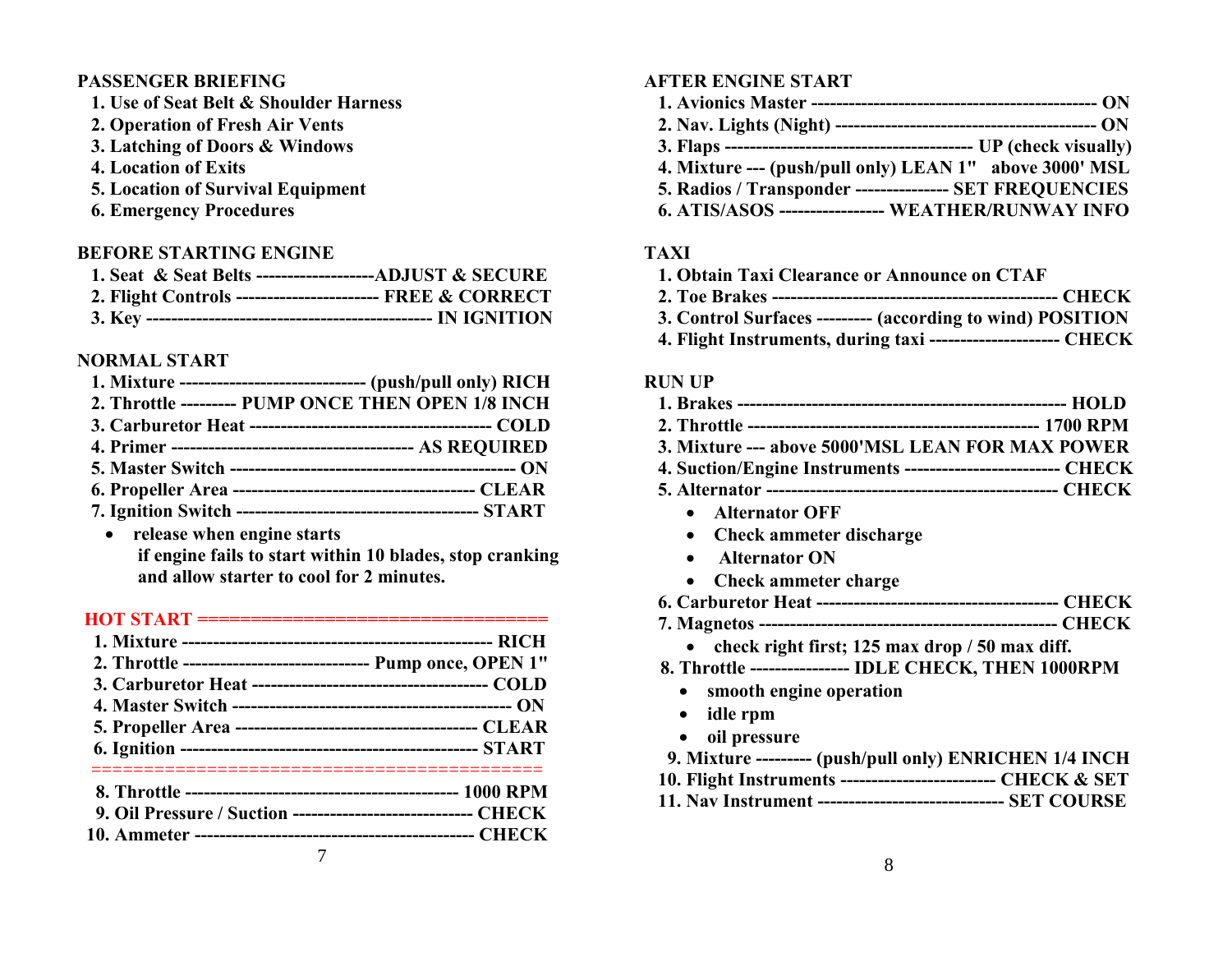## PASSENGER BRIEFING

1. Use of Seat Belt & Shoulder Harness
2. Operation of Fresh Air Vents
3. Latching of Doors & Windows
4. Location of Exits
5. Location of Survival Equipment
6. Emergency Procedures

## BEFORE STARTING ENGINE

1. Seat & Seat Belts -------------------ADJUST & SECURE
2. Flight Controls ---------------------- FREE & CORRECT
3. Key --------------------------------------------- IN IGNITION

## NORMAL START

1. Mixture ------------------------------ (push/pull only) RICH
2. Throttle --------- PUMP ONCE THEN OPEN 1/8 INCH
3. Carburetor Heat --------------------------------------- COLD
4. Primer -------------------------------------- AS REQUIRED
5. Master Switch ---------------------------------------------- ON
6. Propeller Area --------------------------------------- CLEAR
7. Ignition Switch -------------------------------------- START
   - release when engine starts
     if engine fails to start within 10 blades, stop cranking and allow starter to cool for 2 minutes.

## HOT START ================================

1. Mixture -------------------------------------------------- RICH
2. Throttle ------------------------------ Pump once, OPEN 1"
3. Carburetor Heat -------------------------------------- COLD
4. Master Switch --------------------------------------------- ON
5. Propeller Area -------------------------------------- CLEAR
6. Ignition ---------------------------------------------- START

=========================================

8. Throttle -------------------------------------------- 1000 RPM
9. Oil Pressure / Suction ---------------------------- CHECK
10. Ammeter -------------------------------------------- CHECK

## AFTER ENGINE START

1. Avionics Master -------------------------------------------- ON
2. Nav. Lights (Night) ---------------------------------------- ON
3. Flaps ---------------------------------------- UP (check visually)
4. Mixture --- (push/pull only) LEAN 1" above 3000' MSL
5. Radios / Transponder -------------- SET FREQUENCIES
6. ATIS/ASOS ----------------- WEATHER/RUNWAY INFO

## TAXI

1. Obtain Taxi Clearance or Announce on CTAF
2. Toe Brakes -------------------------------------------- CHECK
3. Control Surfaces --------- (according to wind) POSITION
4. Flight Instruments, during taxi --------------------- CHECK

## RUN UP

1. Brakes ---------------------------------------------------- HOLD
2. Throttle --------------------------------------------- 1700 RPM
3. Mixture --- above 5000'MSL LEAN FOR MAX POWER
4. Suction/Engine Instruments ------------------------ CHECK
5. Alternator --------------------------------------------- CHECK
   - Alternator OFF
   - Check ammeter discharge
   - Alternator ON
   - Check ammeter charge
6. Carburetor Heat -------------------------------------- CHECK
7. Magnetos ---------------------------------------------- CHECK
   - check right first; 125 max drop / 50 max diff.
8. Throttle --------------- IDLE CHECK, THEN 1000RPM
   - smooth engine operation
   - idle rpm
   - oil pressure
9. Mixture --------- (push/pull only) ENRICHEN 1/4 INCH
10. Flight Instruments ------------------------ CHECK & SET
11. Nav Instrument ----------------------------- SET COURSE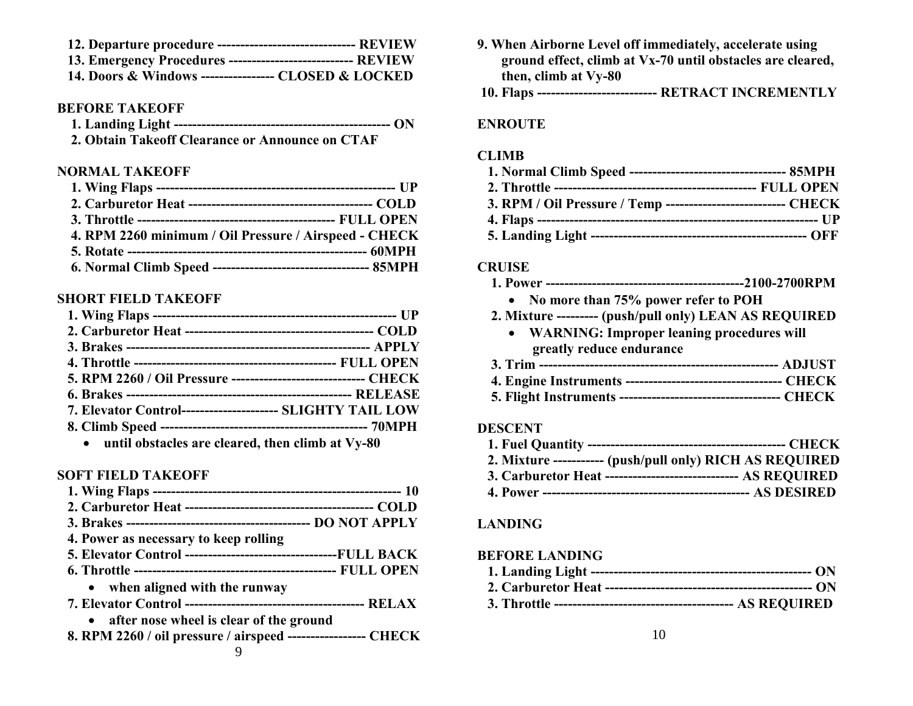12. Departure procedure ------------------------------ REVIEW
13. Emergency Procedures --------------------------- REVIEW
14. Doors & Windows ---------------- CLOSED & LOCKED

**BEFORE TAKEOFF**

1. Landing Light ------------------------------------------------ ON
2. Obtain Takeoff Clearance or Announce on CTAF

**NORMAL TAKEOFF**

1. Wing Flaps ---------------------------------------------------- UP
2. Carburetor Heat ---------------------------------------- COLD
3. Throttle ------------------------------------------- FULL OPEN
4. RPM 2260 minimum / Oil Pressure / Airspeed - CHECK
5. Rotate --------------------------------------------------- 60MPH
6. Normal Climb Speed --------------------------------- 85MPH

**SHORT FIELD TAKEOFF**

1. Wing Flaps ----------------------------------------------------- UP
2. Carburetor Heat ----------------------------------------- COLD
3. Brakes ---------------------------------------------------- APPLY
4. Throttle -------------------------------------------- FULL OPEN
5. RPM 2260 / Oil Pressure ----------------------------- CHECK
6. Brakes ------------------------------------------------- RELEASE
7. Elevator Control--------------------- SLIGHTY TAIL LOW
8. Climb Speed --------------------------------------------- 70MPH
   - until obstacles are cleared, then climb at Vy-80

**SOFT FIELD TAKEOFF**

1. Wing Flaps ------------------------------------------------------ 10
2. Carburetor Heat ----------------------------------------- COLD
3. Brakes ---------------------------------------- DO NOT APPLY
4. Power as necessary to keep rolling
5. Elevator Control ---------------------------------FULL BACK
6. Throttle -------------------------------------------- FULL OPEN
   - when aligned with the runway
7. Elevator Control --------------------------------------- RELAX
   - after nose wheel is clear of the ground
8. RPM 2260 / oil pressure / airspeed ----------------- CHECK
9. When Airborne Level off immediately, accelerate using ground effect, climb at Vx-70 until obstacles are cleared, then, climb at Vy-80
10. Flaps -------------------------- RETRACT INCREMENTLY

**ENROUTE**

**CLIMB**

1. Normal Climb Speed ---------------------------------- 85MPH
2. Throttle -------------------------------------------- FULL OPEN
3. RPM / Oil Pressure / Temp -------------------------- CHECK
4. Flaps -------------------------------------------------------------- UP
5. Landing Light ----------------------------------------------- OFF

**CRUISE**

1. Power -------------------------------------------2100-2700RPM
   - No more than 75% power refer to POH
2. Mixture --------- (push/pull only) LEAN AS REQUIRED
   - WARNING: Improper leaning procedures will greatly reduce endurance
3. Trim --------------------------------------------------- ADJUST
4. Engine Instruments ---------------------------------- CHECK
5. Flight Instruments ----------------------------------- CHECK

**DESCENT**

1. Fuel Quantity ------------------------------------------- CHECK
2. Mixture ----------- (push/pull only) RICH AS REQUIRED
3. Carburetor Heat ----------------------------- AS REQUIRED
4. Power --------------------------------------------- AS DESIRED

**LANDING**

**BEFORE LANDING**

1. Landing Light ------------------------------------------------ ON
2. Carburetor Heat --------------------------------------------- ON
3. Throttle --------------------------------------- AS REQUIRED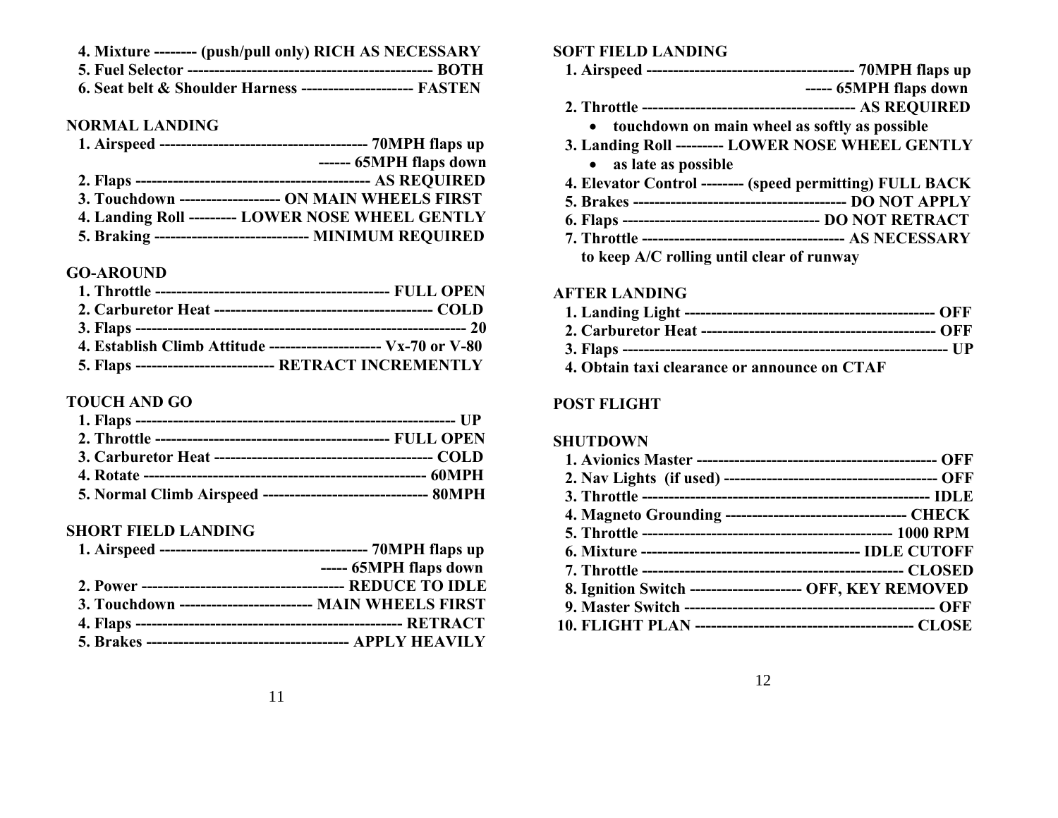4. Mixture -------- (push/pull only) RICH AS NECESSARY
5. Fuel Selector ---------------------------------------------- BOTH
6. Seat belt & Shoulder Harness --------------------- FASTEN

## NORMAL LANDING

1. Airspeed --------------------------------------- 70MPH flaps up
   ------ 65MPH flaps down
2. Flaps ------------------------------------------- AS REQUIRED
3. Touchdown ------------------- ON MAIN WHEELS FIRST
4. Landing Roll --------- LOWER NOSE WHEEL GENTLY
5. Braking ----------------------------- MINIMUM REQUIRED

## GO-AROUND

1. Throttle ------------------------------------------- FULL OPEN
2. Carburetor Heat ----------------------------------------- COLD
3. Flaps -------------------------------------------------------------- 20
4. Establish Climb Attitude --------------------- Vx-70 or V-80
5. Flaps -------------------------- RETRACT INCREMENTLY

## TOUCH AND GO

1. Flaps --------------------------------------------------------------- UP
2. Throttle ------------------------------------------- FULL OPEN
3. Carburetor Heat ----------------------------------------- COLD
4. Rotate ---------------------------------------------------- 60MPH
5. Normal Climb Airspeed ------------------------------- 80MPH

## SHORT FIELD LANDING

1. Airspeed --------------------------------------- 70MPH flaps up
   ----- 65MPH flaps down
2. Power -------------------------------------- REDUCE TO IDLE
3. Touchdown ------------------------- MAIN WHEELS FIRST
4. Flaps -------------------------------------------------- RETRACT
5. Brakes ------------------------------------- APPLY HEAVILY

## SOFT FIELD LANDING

1. Airspeed --------------------------------------- 70MPH flaps up
   ----- 65MPH flaps down
2. Throttle ---------------------------------------- AS REQUIRED
   - touchdown on main wheel as softly as possible
3. Landing Roll --------- LOWER NOSE WHEEL GENTLY
   - as late as possible
4. Elevator Control -------- (speed permitting) FULL BACK
5. Brakes ---------------------------------------- DO NOT APPLY
6. Flaps ------------------------------------- DO NOT RETRACT
7. Throttle -------------------------------------- AS NECESSARY
   to keep A/C rolling until clear of runway

## AFTER LANDING

1. Landing Light ---------------------------------------------- OFF
2. Carburetor Heat -------------------------------------------- OFF
3. Flaps ------------------------------------------------------------- UP
4. Obtain taxi clearance or announce on CTAF

## POST FLIGHT

## SHUTDOWN

1. Avionics Master --------------------------------------------- OFF
2. Nav Lights (if used) ---------------------------------------- OFF
3. Throttle ---------------------------------------------------------- IDLE
4. Magneto Grounding ---------------------------------- CHECK
5. Throttle ------------------------------------------------ 1000 RPM
6. Mixture ---------------------------------------- IDLE CUTOFF
7. Throttle -------------------------------------------------- CLOSED
8. Ignition Switch --------------------- OFF, KEY REMOVED
9. Master Switch ----------------------------------------------- OFF
10. FLIGHT PLAN ----------------------------------------- CLOSE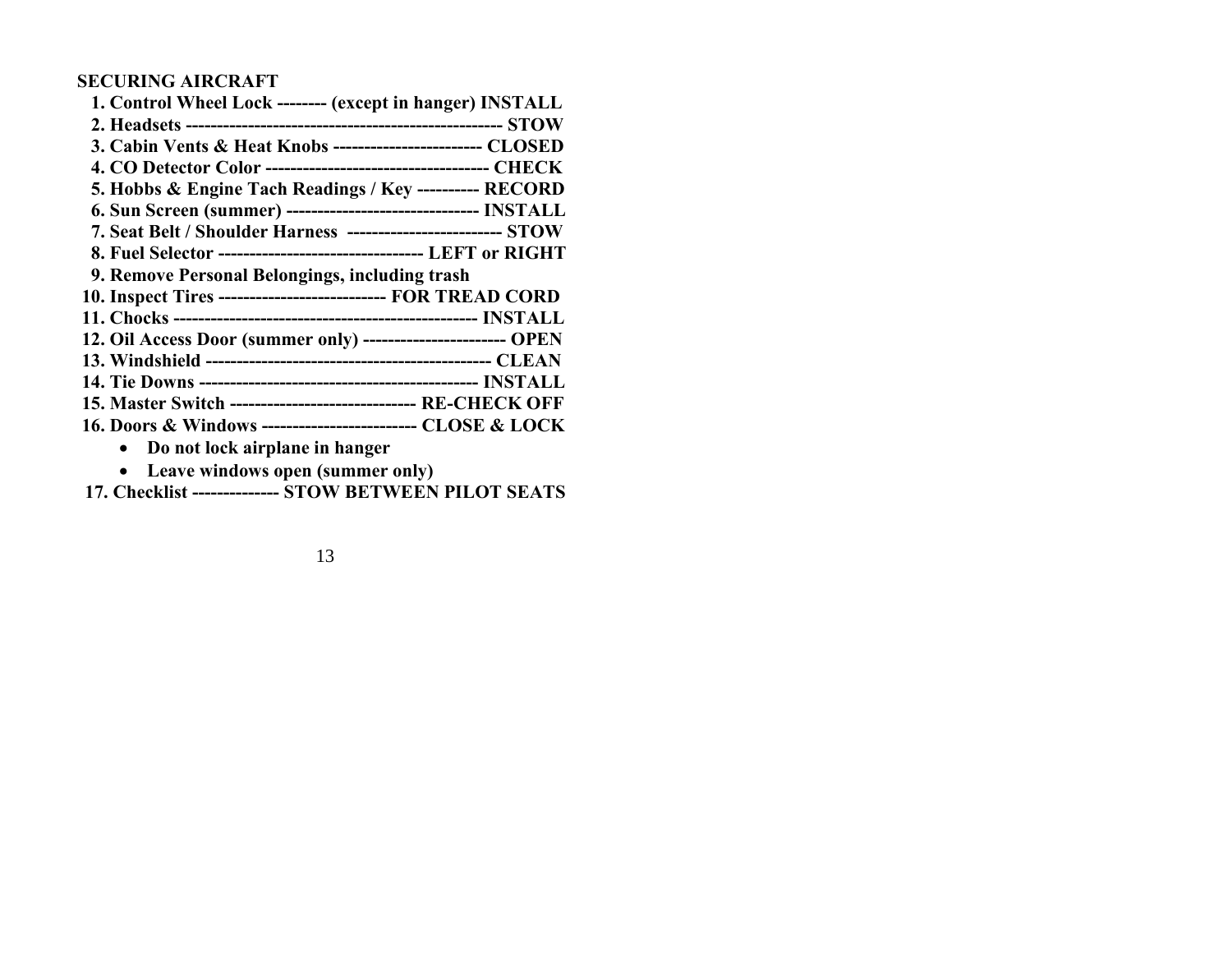**SECURING AIRCRAFT**

1. **Control Wheel Lock -------- (except in hanger) INSTALL**
2. **Headsets --------------------------------------------------- STOW**
3. **Cabin Vents & Heat Knobs ------------------------ CLOSED**
4. **CO Detector Color ------------------------------------ CHECK**
5. **Hobbs & Engine Tach Readings / Key ---------- RECORD**
6. **Sun Screen (summer) ------------------------------- INSTALL**
7. **Seat Belt / Shoulder Harness ------------------------- STOW**
8. **Fuel Selector --------------------------------- LEFT or RIGHT**
9. **Remove Personal Belongings, including trash**
10. **Inspect Tires --------------------------- FOR TREAD CORD**
11. **Chocks ------------------------------------------------ INSTALL**
12. **Oil Access Door (summer only) ----------------------- OPEN**
13. **Windshield ---------------------------------------------- CLEAN**
14. **Tie Downs --------------------------------------------- INSTALL**
15. **Master Switch ------------------------------ RE-CHECK OFF**
16. **Doors & Windows ------------------------- CLOSE & LOCK**
    - **Do not lock airplane in hanger**
    - **Leave windows open (summer only)**
17. **Checklist -------------- STOW BETWEEN PILOT SEATS**